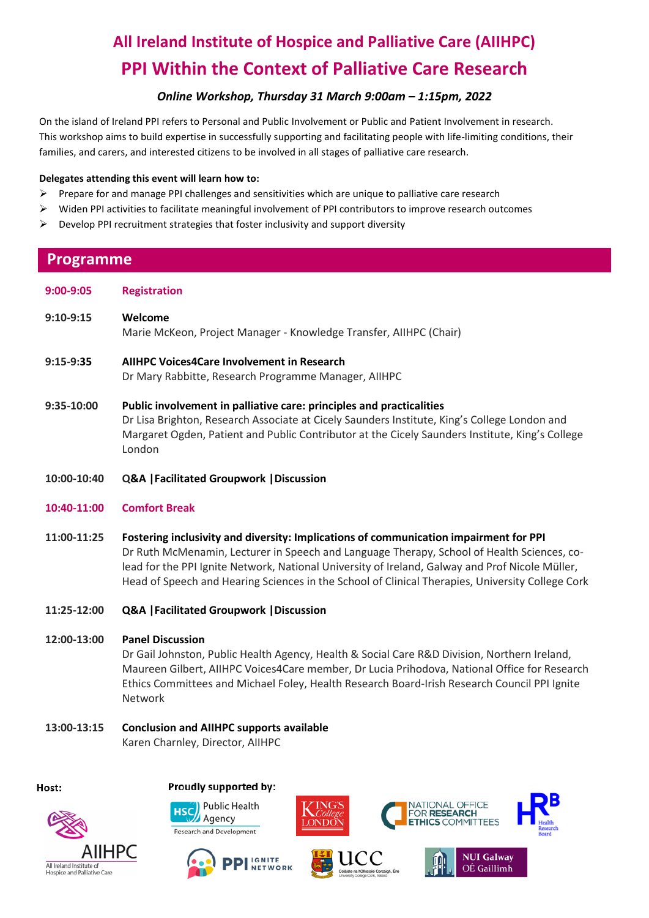# All Ireland Institute of Hospice and Palliative Care (AIIHPC)

# PPI Within the Context of Palliative Care Research

***Online Workshop, Thursday 31 March 9:00am – 1:15pm, 2022***

On the island of Ireland PPI refers to Personal and Public Involvement or Public and Patient Involvement in research. This workshop aims to build expertise in successfully supporting and facilitating people with life-limiting conditions, their families, and carers, and interested citizens to be involved in all stages of palliative care research.

**Delegates attending this event will learn how to:**

- Prepare for and manage PPI challenges and sensitivities which are unique to palliative care research
- Widen PPI activities to facilitate meaningful involvement of PPI contributors to improve research outcomes
- Develop PPI recruitment strategies that foster inclusivity and support diversity

## Programme

**9:00-9:05** **Registration**

**9:10-9:15** **Welcome**
Marie McKeon, Project Manager - Knowledge Transfer, AIIHPC (Chair)

**9:15-9:35** **AIIHPC Voices4Care Involvement in Research**
Dr Mary Rabbitte, Research Programme Manager, AIIHPC

**9:35-10:00** **Public involvement in palliative care: principles and practicalities**
Dr Lisa Brighton, Research Associate at Cicely Saunders Institute, King's College London and Margaret Ogden, Patient and Public Contributor at the Cicely Saunders Institute, King's College London

**10:00-10:40** **Q&A |Facilitated Groupwork |Discussion**

**10:40-11:00** **Comfort Break**

**11:00-11:25** **Fostering inclusivity and diversity: Implications of communication impairment for PPI**
Dr Ruth McMenamin, Lecturer in Speech and Language Therapy, School of Health Sciences, co-lead for the PPI Ignite Network, National University of Ireland, Galway and Prof Nicole Müller, Head of Speech and Hearing Sciences in the School of Clinical Therapies, University College Cork

**11:25-12:00** **Q&A |Facilitated Groupwork |Discussion**

**12:00-13:00** **Panel Discussion**
Dr Gail Johnston, Public Health Agency, Health & Social Care R&D Division, Northern Ireland, Maureen Gilbert, AIIHPC Voices4Care member, Dr Lucia Prihodova, National Office for Research Ethics Committees and Michael Foley, Health Research Board-Irish Research Council PPI Ignite Network

**13:00-13:15** **Conclusion and AIIHPC supports available**
Karen Charnley, Director, AIIHPC

**Host:**

AIIHPC – All Ireland Institute of Hospice and Palliative Care

**Proudly supported by:**

HSC Public Health Agency – Research and Development; King's College London; National Office for Research Ethics Committees; HRB Health Research Board; PPI Ignite Network; UCC – Coláiste na hOllscoile Corcaigh, Éire, University College Cork, Ireland; NUI Galway OÉ Gaillimh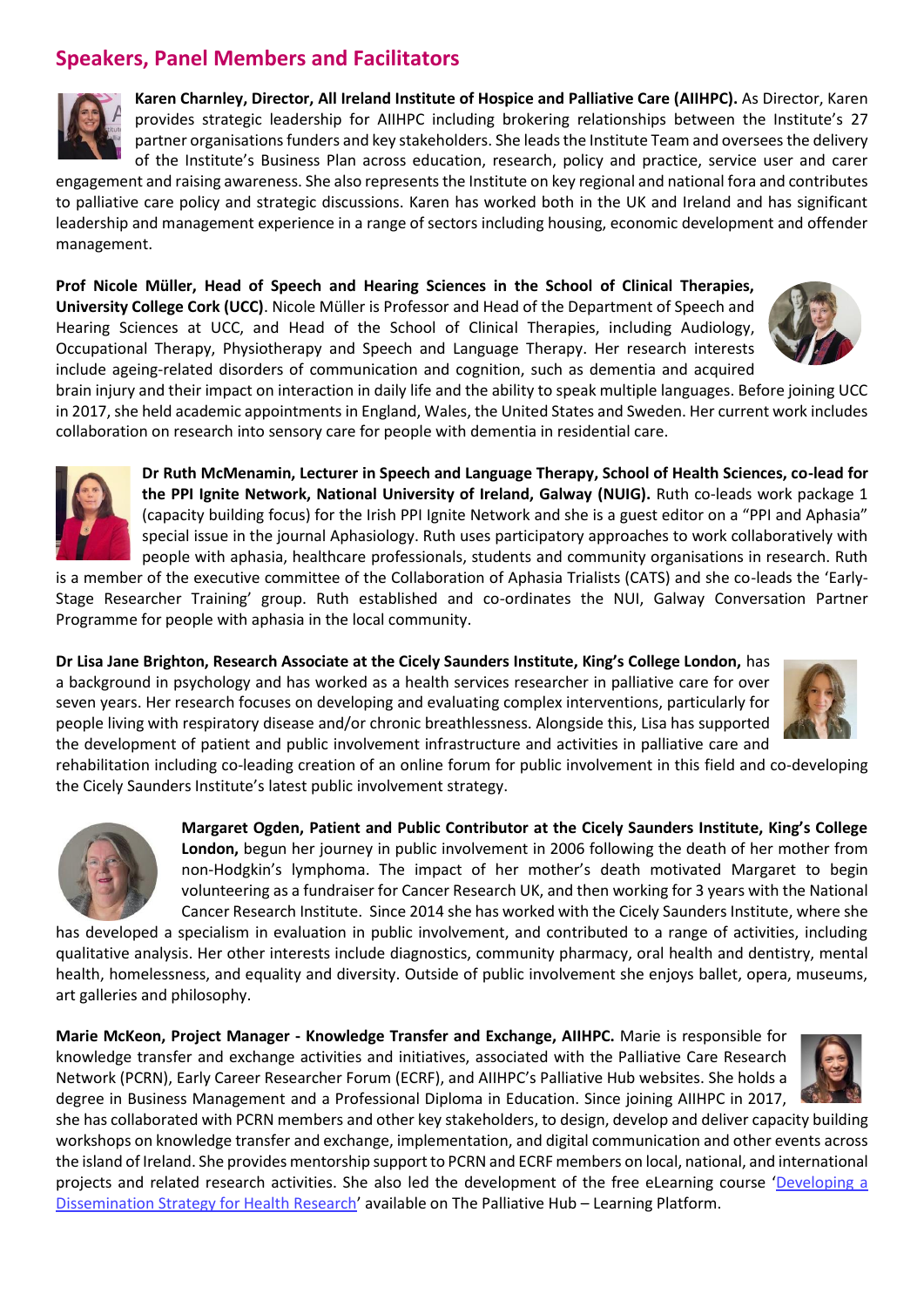## Speakers, Panel Members and Facilitators

**Karen Charnley, Director, All Ireland Institute of Hospice and Palliative Care (AIIHPC).** As Director, Karen provides strategic leadership for AIIHPC including brokering relationships between the Institute's 27 partner organisations funders and key stakeholders. She leads the Institute Team and oversees the delivery of the Institute's Business Plan across education, research, policy and practice, service user and carer engagement and raising awareness. She also represents the Institute on key regional and national fora and contributes to palliative care policy and strategic discussions. Karen has worked both in the UK and Ireland and has significant leadership and management experience in a range of sectors including housing, economic development and offender management.

**Prof Nicole Müller, Head of Speech and Hearing Sciences in the School of Clinical Therapies, University College Cork (UCC)**. Nicole Müller is Professor and Head of the Department of Speech and Hearing Sciences at UCC, and Head of the School of Clinical Therapies, including Audiology, Occupational Therapy, Physiotherapy and Speech and Language Therapy. Her research interests include ageing-related disorders of communication and cognition, such as dementia and acquired brain injury and their impact on interaction in daily life and the ability to speak multiple languages. Before joining UCC in 2017, she held academic appointments in England, Wales, the United States and Sweden. Her current work includes collaboration on research into sensory care for people with dementia in residential care.

**Dr Ruth McMenamin, Lecturer in Speech and Language Therapy, School of Health Sciences, co-lead for the PPI Ignite Network, National University of Ireland, Galway (NUIG).** Ruth co-leads work package 1 (capacity building focus) for the Irish PPI Ignite Network and she is a guest editor on a "PPI and Aphasia" special issue in the journal Aphasiology. Ruth uses participatory approaches to work collaboratively with people with aphasia, healthcare professionals, students and community organisations in research. Ruth is a member of the executive committee of the Collaboration of Aphasia Trialists (CATS) and she co-leads the 'Early-Stage Researcher Training' group. Ruth established and co-ordinates the NUI, Galway Conversation Partner Programme for people with aphasia in the local community.

**Dr Lisa Jane Brighton, Research Associate at the Cicely Saunders Institute, King's College London,** has a background in psychology and has worked as a health services researcher in palliative care for over seven years. Her research focuses on developing and evaluating complex interventions, particularly for people living with respiratory disease and/or chronic breathlessness. Alongside this, Lisa has supported the development of patient and public involvement infrastructure and activities in palliative care and rehabilitation including co-leading creation of an online forum for public involvement in this field and co-developing the Cicely Saunders Institute's latest public involvement strategy.

**Margaret Ogden, Patient and Public Contributor at the Cicely Saunders Institute, King's College London,** begun her journey in public involvement in 2006 following the death of her mother from non-Hodgkin's lymphoma. The impact of her mother's death motivated Margaret to begin volunteering as a fundraiser for Cancer Research UK, and then working for 3 years with the National Cancer Research Institute. Since 2014 she has worked with the Cicely Saunders Institute, where she has developed a specialism in evaluation in public involvement, and contributed to a range of activities, including qualitative analysis. Her other interests include diagnostics, community pharmacy, oral health and dentistry, mental health, homelessness, and equality and diversity. Outside of public involvement she enjoys ballet, opera, museums, art galleries and philosophy.

**Marie McKeon, Project Manager - Knowledge Transfer and Exchange, AIIHPC.** Marie is responsible for knowledge transfer and exchange activities and initiatives, associated with the Palliative Care Research Network (PCRN), Early Career Researcher Forum (ECRF), and AIIHPC's Palliative Hub websites. She holds a degree in Business Management and a Professional Diploma in Education. Since joining AIIHPC in 2017, she has collaborated with PCRN members and other key stakeholders, to design, develop and deliver capacity building workshops on knowledge transfer and exchange, implementation, and digital communication and other events across the island of Ireland. She provides mentorship support to PCRN and ECRF members on local, national, and international projects and related research activities. She also led the development of the free eLearning course 'Developing a Dissemination Strategy for Health Research' available on The Palliative Hub – Learning Platform.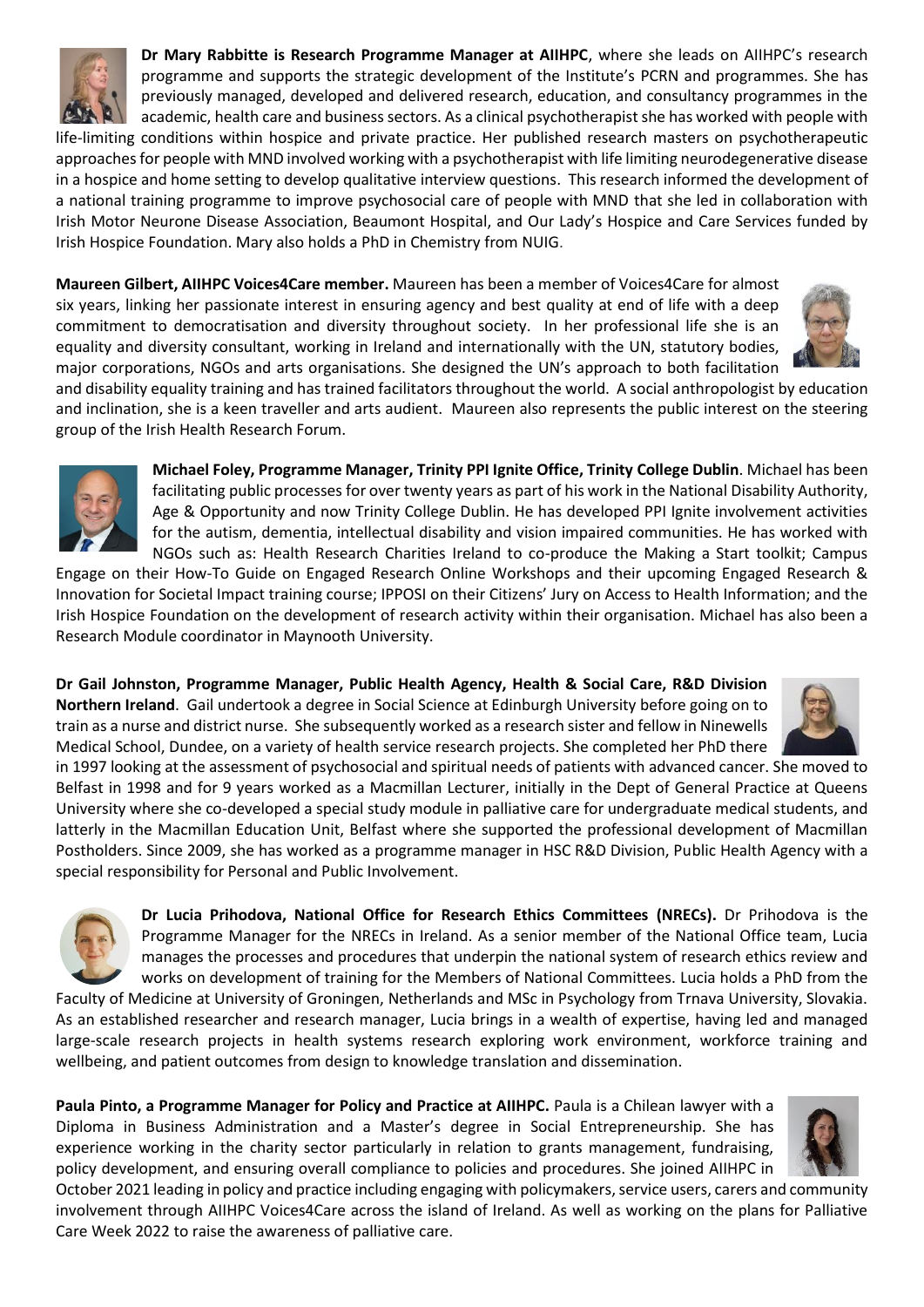**Dr Mary Rabbitte is Research Programme Manager at AIIHPC**, where she leads on AIIHPC's research programme and supports the strategic development of the Institute's PCRN and programmes. She has previously managed, developed and delivered research, education, and consultancy programmes in the academic, health care and business sectors. As a clinical psychotherapist she has worked with people with life-limiting conditions within hospice and private practice. Her published research masters on psychotherapeutic approaches for people with MND involved working with a psychotherapist with life limiting neurodegenerative disease in a hospice and home setting to develop qualitative interview questions. This research informed the development of a national training programme to improve psychosocial care of people with MND that she led in collaboration with Irish Motor Neurone Disease Association, Beaumont Hospital, and Our Lady's Hospice and Care Services funded by Irish Hospice Foundation. Mary also holds a PhD in Chemistry from NUIG.

**Maureen Gilbert, AIIHPC Voices4Care member.** Maureen has been a member of Voices4Care for almost six years, linking her passionate interest in ensuring agency and best quality at end of life with a deep commitment to democratisation and diversity throughout society. In her professional life she is an equality and diversity consultant, working in Ireland and internationally with the UN, statutory bodies, major corporations, NGOs and arts organisations. She designed the UN's approach to both facilitation and disability equality training and has trained facilitators throughout the world. A social anthropologist by education and inclination, she is a keen traveller and arts audient. Maureen also represents the public interest on the steering group of the Irish Health Research Forum.

**Michael Foley, Programme Manager, Trinity PPI Ignite Office, Trinity College Dublin**. Michael has been facilitating public processes for over twenty years as part of his work in the National Disability Authority, Age & Opportunity and now Trinity College Dublin. He has developed PPI Ignite involvement activities for the autism, dementia, intellectual disability and vision impaired communities. He has worked with NGOs such as: Health Research Charities Ireland to co-produce the Making a Start toolkit; Campus Engage on their How-To Guide on Engaged Research Online Workshops and their upcoming Engaged Research & Innovation for Societal Impact training course; IPPOSI on their Citizens' Jury on Access to Health Information; and the Irish Hospice Foundation on the development of research activity within their organisation. Michael has also been a Research Module coordinator in Maynooth University.

**Dr Gail Johnston, Programme Manager, Public Health Agency, Health & Social Care, R&D Division Northern Ireland**. Gail undertook a degree in Social Science at Edinburgh University before going on to train as a nurse and district nurse. She subsequently worked as a research sister and fellow in Ninewells Medical School, Dundee, on a variety of health service research projects. She completed her PhD there in 1997 looking at the assessment of psychosocial and spiritual needs of patients with advanced cancer. She moved to Belfast in 1998 and for 9 years worked as a Macmillan Lecturer, initially in the Dept of General Practice at Queens University where she co-developed a special study module in palliative care for undergraduate medical students, and latterly in the Macmillan Education Unit, Belfast where she supported the professional development of Macmillan Postholders. Since 2009, she has worked as a programme manager in HSC R&D Division, Public Health Agency with a special responsibility for Personal and Public Involvement.

**Dr Lucia Prihodova, National Office for Research Ethics Committees (NRECs).** Dr Prihodova is the Programme Manager for the NRECs in Ireland. As a senior member of the National Office team, Lucia manages the processes and procedures that underpin the national system of research ethics review and works on development of training for the Members of National Committees. Lucia holds a PhD from the Faculty of Medicine at University of Groningen, Netherlands and MSc in Psychology from Trnava University, Slovakia. As an established researcher and research manager, Lucia brings in a wealth of expertise, having led and managed large-scale research projects in health systems research exploring work environment, workforce training and wellbeing, and patient outcomes from design to knowledge translation and dissemination.

**Paula Pinto, a Programme Manager for Policy and Practice at AIIHPC.** Paula is a Chilean lawyer with a Diploma in Business Administration and a Master's degree in Social Entrepreneurship. She has experience working in the charity sector particularly in relation to grants management, fundraising, policy development, and ensuring overall compliance to policies and procedures. She joined AIIHPC in October 2021 leading in policy and practice including engaging with policymakers, service users, carers and community involvement through AIIHPC Voices4Care across the island of Ireland. As well as working on the plans for Palliative Care Week 2022 to raise the awareness of palliative care.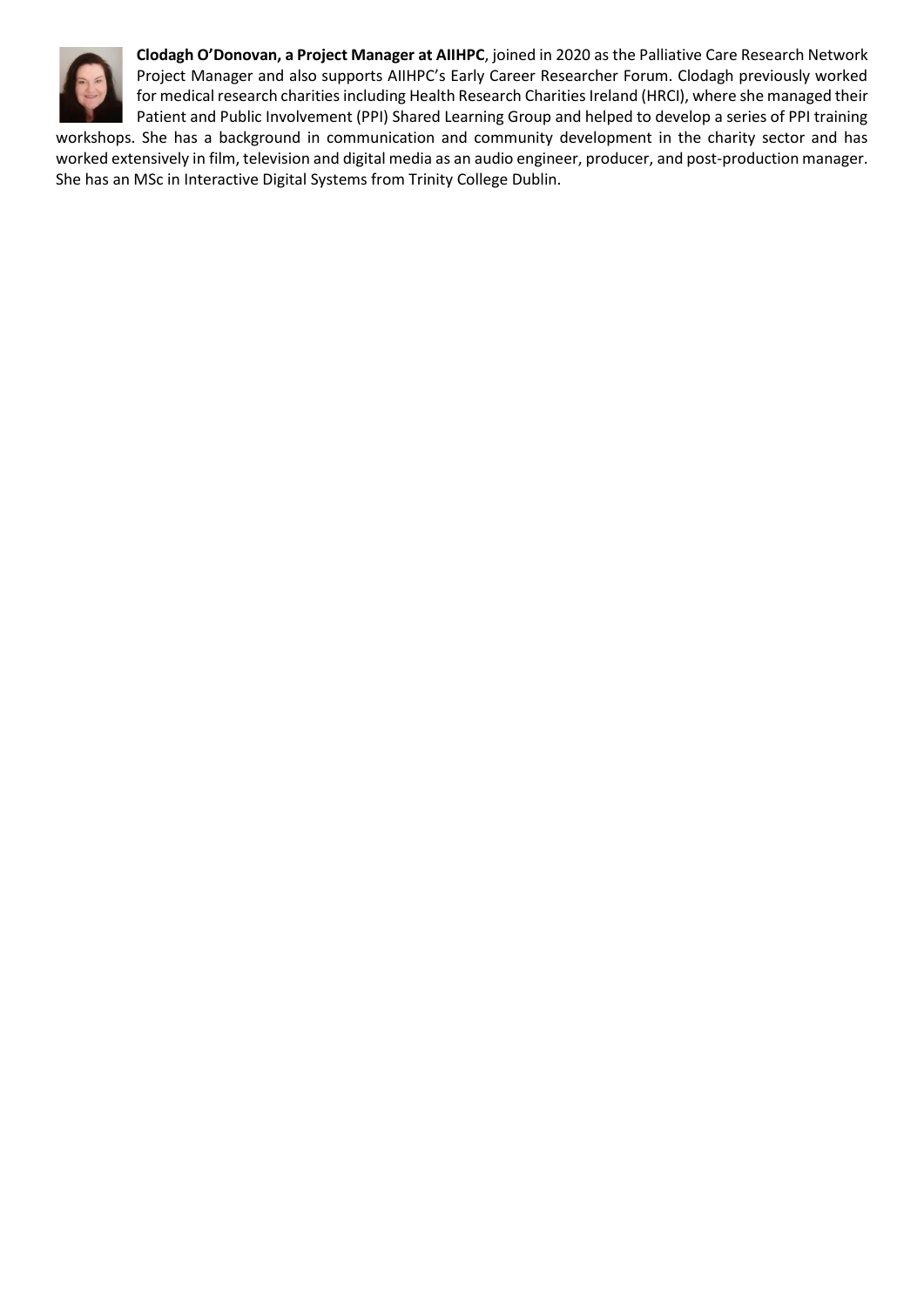**Clodagh O'Donovan, a Project Manager at AIIHPC**, joined in 2020 as the Palliative Care Research Network Project Manager and also supports AIIHPC's Early Career Researcher Forum. Clodagh previously worked for medical research charities including Health Research Charities Ireland (HRCI), where she managed their Patient and Public Involvement (PPI) Shared Learning Group and helped to develop a series of PPI training workshops. She has a background in communication and community development in the charity sector and has worked extensively in film, television and digital media as an audio engineer, producer, and post-production manager. She has an MSc in Interactive Digital Systems from Trinity College Dublin.